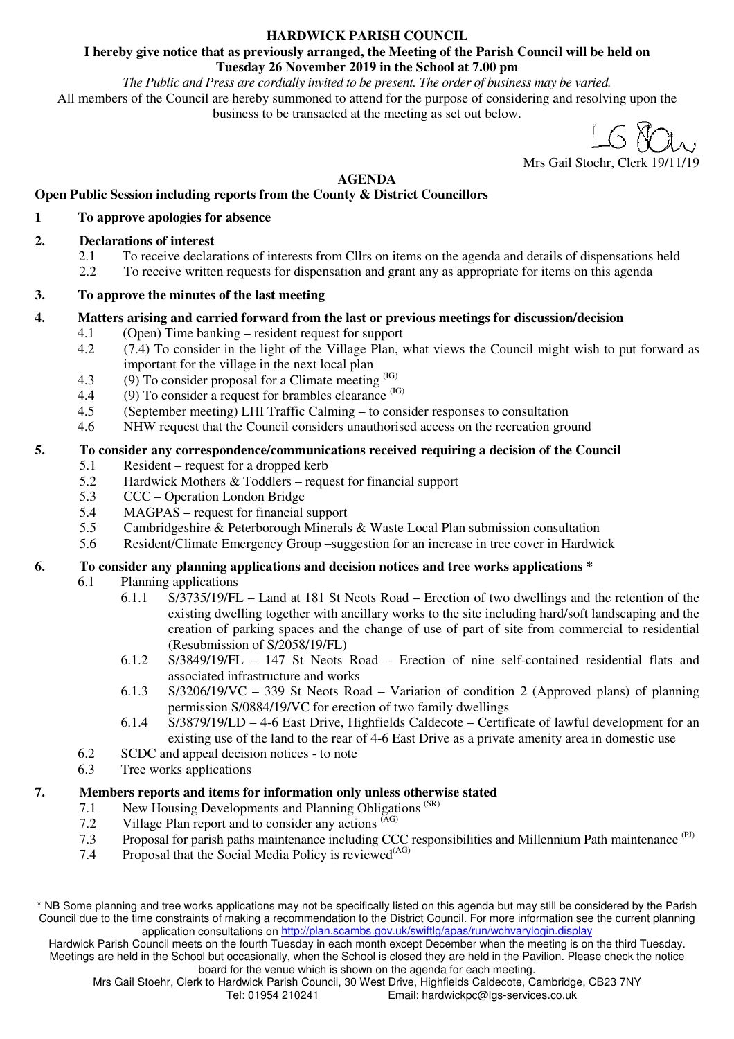# HARDWICK PARISH COUNCIL

**I hereby give notice that as previously arranged, the Meeting of the Parish Council will be held on Tuesday 26 November 2019 in the School at 7.00 pm**

*The Public and Press are cordially invited to be present. The order of business may be varied.*

All members of the Council are hereby summoned to attend for the purpose of considering and resolving upon the business to be transacted at the meeting as set out below.

LG Stoehr

Mrs Gail Stoehr, Clerk 19/11/19

## AGENDA

**Open Public Session including reports from the County & District Councillors**

**1 To approve apologies for absence**

**2. Declarations of interest**

- 2.1 To receive declarations of interests from Cllrs on items on the agenda and details of dispensations held
- 2.2 To receive written requests for dispensation and grant any as appropriate for items on this agenda

**3. To approve the minutes of the last meeting**

**4. Matters arising and carried forward from the last or previous meetings for discussion/decision**

- 4.1 (Open) Time banking – resident request for support
- 4.2 (7.4) To consider in the light of the Village Plan, what views the Council might wish to put forward as important for the village in the next local plan
- 4.3 (9) To consider proposal for a Climate meeting (IG)
- 4.4 (9) To consider a request for brambles clearance (IG)
- 4.5 (September meeting) LHI Traffic Calming – to consider responses to consultation
- 4.6 NHW request that the Council considers unauthorised access on the recreation ground

**5. To consider any correspondence/communications received requiring a decision of the Council**

- 5.1 Resident – request for a dropped kerb
- 5.2 Hardwick Mothers & Toddlers – request for financial support
- 5.3 CCC – Operation London Bridge
- 5.4 MAGPAS – request for financial support
- 5.5 Cambridgeshire & Peterborough Minerals & Waste Local Plan submission consultation
- 5.6 Resident/Climate Emergency Group –suggestion for an increase in tree cover in Hardwick

**6. To consider any planning applications and decision notices and tree works applications ***

- 6.1 Planning applications
  - 6.1.1 S/3735/19/FL – Land at 181 St Neots Road – Erection of two dwellings and the retention of the existing dwelling together with ancillary works to the site including hard/soft landscaping and the creation of parking spaces and the change of use of part of site from commercial to residential (Resubmission of S/2058/19/FL)
  - 6.1.2 S/3849/19/FL – 147 St Neots Road – Erection of nine self-contained residential flats and associated infrastructure and works
  - 6.1.3 S/3206/19/VC – 339 St Neots Road – Variation of condition 2 (Approved plans) of planning permission S/0884/19/VC for erection of two family dwellings
  - 6.1.4 S/3879/19/LD – 4-6 East Drive, Highfields Caldecote – Certificate of lawful development for an existing use of the land to the rear of 4-6 East Drive as a private amenity area in domestic use
- 6.2 SCDC and appeal decision notices - to note
- 6.3 Tree works applications

**7. Members reports and items for information only unless otherwise stated**

- 7.1 New Housing Developments and Planning Obligations (SR)
- 7.2 Village Plan report and to consider any actions (AG)
- 7.3 Proposal for parish paths maintenance including CCC responsibilities and Millennium Path maintenance (PJ)
- 7.4 Proposal that the Social Media Policy is reviewed(AG)

---

* NB Some planning and tree works applications may not be specifically listed on this agenda but may still be considered by the Parish Council due to the time constraints of making a recommendation to the District Council. For more information see the current planning application consultations on http://plan.scambs.gov.uk/swiftlg/apas/run/wchvarylogin.display

Hardwick Parish Council meets on the fourth Tuesday in each month except December when the meeting is on the third Tuesday. Meetings are held in the School but occasionally, when the School is closed they are held in the Pavilion. Please check the notice board for the venue which is shown on the agenda for each meeting.

Mrs Gail Stoehr, Clerk to Hardwick Parish Council, 30 West Drive, Highfields Caldecote, Cambridge, CB23 7NY
Tel: 01954 210241 Email: hardwickpc@lgs-services.co.uk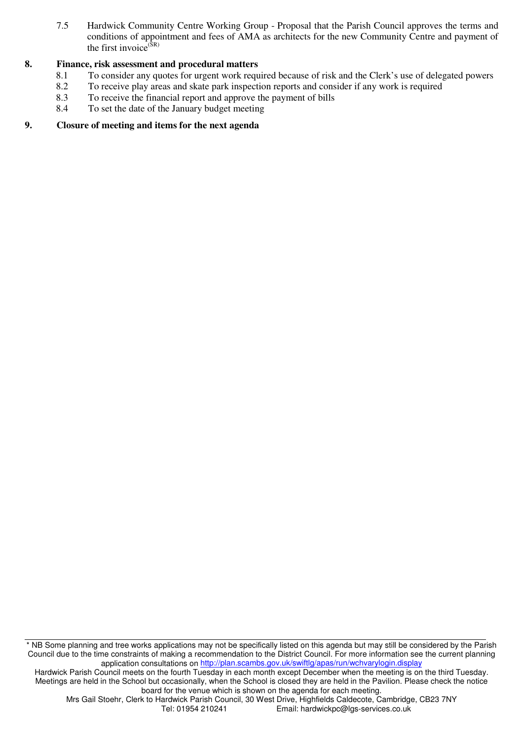7.5 Hardwick Community Centre Working Group - Proposal that the Parish Council approves the terms and conditions of appointment and fees of AMA as architects for the new Community Centre and payment of the first invoice(SR)

**8. Finance, risk assessment and procedural matters**

8.1 To consider any quotes for urgent work required because of risk and the Clerk's use of delegated powers
8.2 To receive play areas and skate park inspection reports and consider if any work is required
8.3 To receive the financial report and approve the payment of bills
8.4 To set the date of the January budget meeting

**9. Closure of meeting and items for the next agenda**

---

* NB Some planning and tree works applications may not be specifically listed on this agenda but may still be considered by the Parish Council due to the time constraints of making a recommendation to the District Council. For more information see the current planning application consultations on http://plan.scambs.gov.uk/swiftlg/apas/run/wchvarylogin.display

Hardwick Parish Council meets on the fourth Tuesday in each month except December when the meeting is on the third Tuesday. Meetings are held in the School but occasionally, when the School is closed they are held in the Pavilion. Please check the notice board for the venue which is shown on the agenda for each meeting.

Mrs Gail Stoehr, Clerk to Hardwick Parish Council, 30 West Drive, Highfields Caldecote, Cambridge, CB23 7NY
Tel: 01954 210241 Email: hardwickpc@lgs-services.co.uk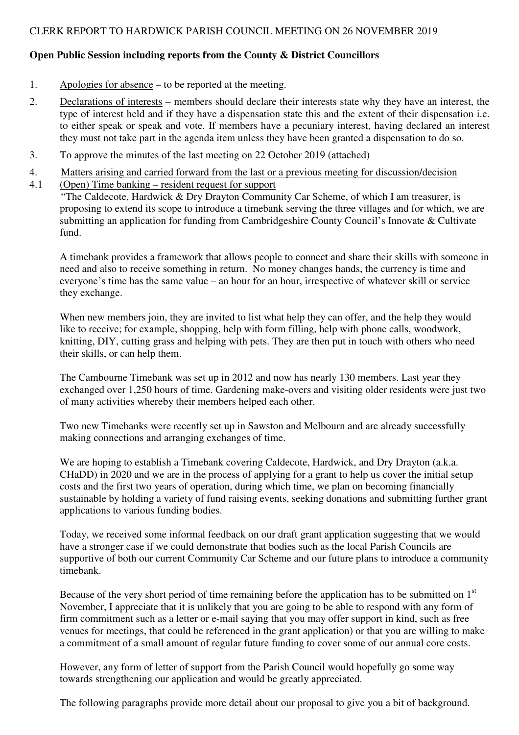CLERK REPORT TO HARDWICK PARISH COUNCIL MEETING ON 26 NOVEMBER 2019

**Open Public Session including reports from the County & District Councillors**

1. Apologies for absence – to be reported at the meeting.

2. Declarations of interests – members should declare their interests state why they have an interest, the type of interest held and if they have a dispensation state this and the extent of their dispensation i.e. to either speak or speak and vote. If members have a pecuniary interest, having declared an interest they must not take part in the agenda item unless they have been granted a dispensation to do so.

3. To approve the minutes of the last meeting on 22 October 2019 (attached)

4. Matters arising and carried forward from the last or a previous meeting for discussion/decision

4.1 (Open) Time banking – resident request for support

"The Caldecote, Hardwick & Dry Drayton Community Car Scheme, of which I am treasurer, is proposing to extend its scope to introduce a timebank serving the three villages and for which, we are submitting an application for funding from Cambridgeshire County Council's Innovate & Cultivate fund.

A timebank provides a framework that allows people to connect and share their skills with someone in need and also to receive something in return. No money changes hands, the currency is time and everyone's time has the same value – an hour for an hour, irrespective of whatever skill or service they exchange.

When new members join, they are invited to list what help they can offer, and the help they would like to receive; for example, shopping, help with form filling, help with phone calls, woodwork, knitting, DIY, cutting grass and helping with pets. They are then put in touch with others who need their skills, or can help them.

The Cambourne Timebank was set up in 2012 and now has nearly 130 members. Last year they exchanged over 1,250 hours of time. Gardening make-overs and visiting older residents were just two of many activities whereby their members helped each other.

Two new Timebanks were recently set up in Sawston and Melbourn and are already successfully making connections and arranging exchanges of time.

We are hoping to establish a Timebank covering Caldecote, Hardwick, and Dry Drayton (a.k.a. CHaDD) in 2020 and we are in the process of applying for a grant to help us cover the initial setup costs and the first two years of operation, during which time, we plan on becoming financially sustainable by holding a variety of fund raising events, seeking donations and submitting further grant applications to various funding bodies.

Today, we received some informal feedback on our draft grant application suggesting that we would have a stronger case if we could demonstrate that bodies such as the local Parish Councils are supportive of both our current Community Car Scheme and our future plans to introduce a community timebank.

Because of the very short period of time remaining before the application has to be submitted on 1st November, I appreciate that it is unlikely that you are going to be able to respond with any form of firm commitment such as a letter or e-mail saying that you may offer support in kind, such as free venues for meetings, that could be referenced in the grant application) or that you are willing to make a commitment of a small amount of regular future funding to cover some of our annual core costs.

However, any form of letter of support from the Parish Council would hopefully go some way towards strengthening our application and would be greatly appreciated.

The following paragraphs provide more detail about our proposal to give you a bit of background.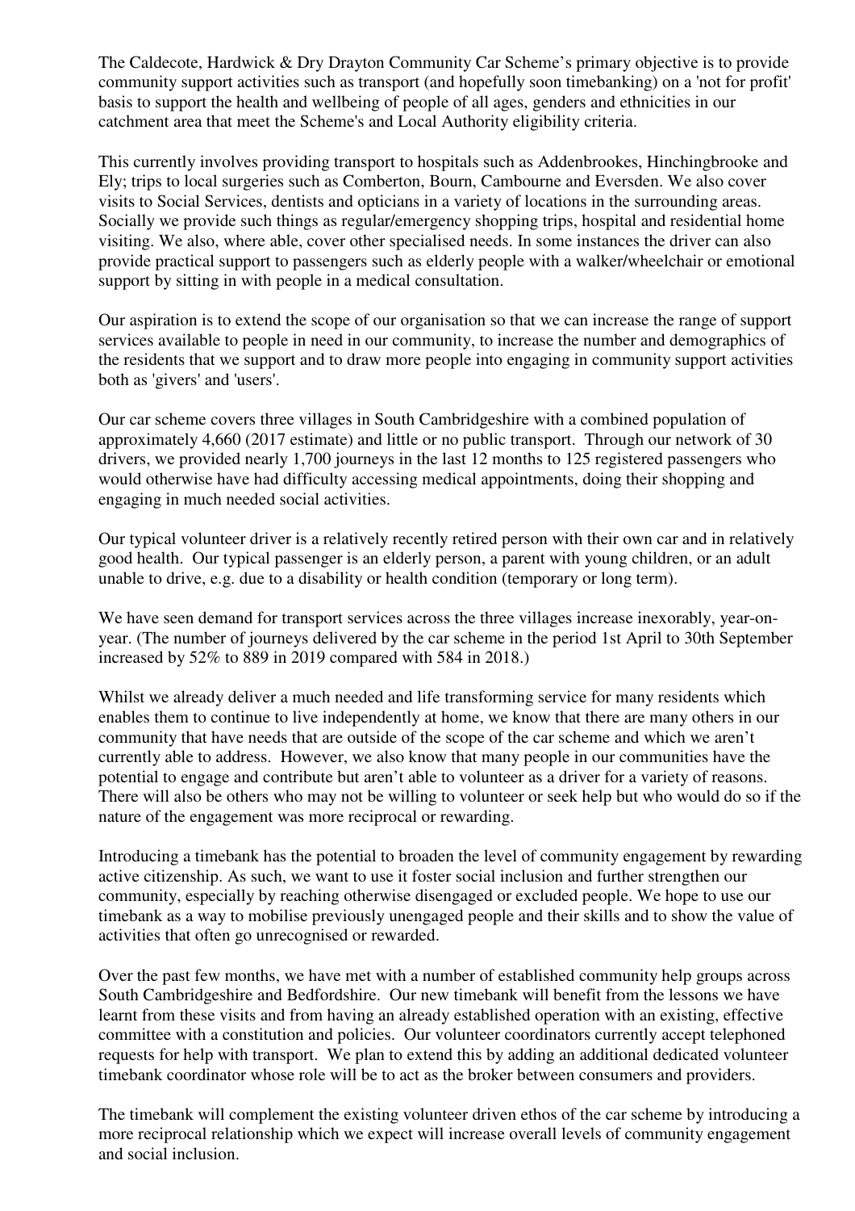The Caldecote, Hardwick & Dry Drayton Community Car Scheme's primary objective is to provide community support activities such as transport (and hopefully soon timebanking) on a 'not for profit' basis to support the health and wellbeing of people of all ages, genders and ethnicities in our catchment area that meet the Scheme's and Local Authority eligibility criteria.

This currently involves providing transport to hospitals such as Addenbrookes, Hinchingbrooke and Ely; trips to local surgeries such as Comberton, Bourn, Cambourne and Eversden. We also cover visits to Social Services, dentists and opticians in a variety of locations in the surrounding areas. Socially we provide such things as regular/emergency shopping trips, hospital and residential home visiting. We also, where able, cover other specialised needs. In some instances the driver can also provide practical support to passengers such as elderly people with a walker/wheelchair or emotional support by sitting in with people in a medical consultation.

Our aspiration is to extend the scope of our organisation so that we can increase the range of support services available to people in need in our community, to increase the number and demographics of the residents that we support and to draw more people into engaging in community support activities both as 'givers' and 'users'.

Our car scheme covers three villages in South Cambridgeshire with a combined population of approximately 4,660 (2017 estimate) and little or no public transport. Through our network of 30 drivers, we provided nearly 1,700 journeys in the last 12 months to 125 registered passengers who would otherwise have had difficulty accessing medical appointments, doing their shopping and engaging in much needed social activities.

Our typical volunteer driver is a relatively recently retired person with their own car and in relatively good health. Our typical passenger is an elderly person, a parent with young children, or an adult unable to drive, e.g. due to a disability or health condition (temporary or long term).

We have seen demand for transport services across the three villages increase inexorably, year-on-year. (The number of journeys delivered by the car scheme in the period 1st April to 30th September increased by 52% to 889 in 2019 compared with 584 in 2018.)

Whilst we already deliver a much needed and life transforming service for many residents which enables them to continue to live independently at home, we know that there are many others in our community that have needs that are outside of the scope of the car scheme and which we aren't currently able to address. However, we also know that many people in our communities have the potential to engage and contribute but aren't able to volunteer as a driver for a variety of reasons. There will also be others who may not be willing to volunteer or seek help but who would do so if the nature of the engagement was more reciprocal or rewarding.

Introducing a timebank has the potential to broaden the level of community engagement by rewarding active citizenship. As such, we want to use it foster social inclusion and further strengthen our community, especially by reaching otherwise disengaged or excluded people. We hope to use our timebank as a way to mobilise previously unengaged people and their skills and to show the value of activities that often go unrecognised or rewarded.

Over the past few months, we have met with a number of established community help groups across South Cambridgeshire and Bedfordshire. Our new timebank will benefit from the lessons we have learnt from these visits and from having an already established operation with an existing, effective committee with a constitution and policies. Our volunteer coordinators currently accept telephoned requests for help with transport. We plan to extend this by adding an additional dedicated volunteer timebank coordinator whose role will be to act as the broker between consumers and providers.

The timebank will complement the existing volunteer driven ethos of the car scheme by introducing a more reciprocal relationship which we expect will increase overall levels of community engagement and social inclusion.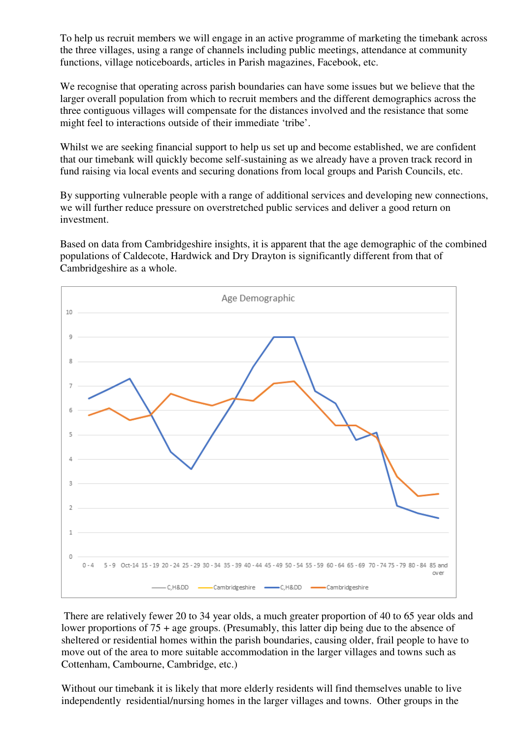To help us recruit members we will engage in an active programme of marketing the timebank across the three villages, using a range of channels including public meetings, attendance at community functions, village noticeboards, articles in Parish magazines, Facebook, etc.

We recognise that operating across parish boundaries can have some issues but we believe that the larger overall population from which to recruit members and the different demographics across the three contiguous villages will compensate for the distances involved and the resistance that some might feel to interactions outside of their immediate 'tribe'.

Whilst we are seeking financial support to help us set up and become established, we are confident that our timebank will quickly become self-sustaining as we already have a proven track record in fund raising via local events and securing donations from local groups and Parish Councils, etc.

By supporting vulnerable people with a range of additional services and developing new connections, we will further reduce pressure on overstretched public services and deliver a good return on investment.

Based on data from Cambridgeshire insights, it is apparent that the age demographic of the combined populations of Caldecote, Hardwick and Dry Drayton is significantly different from that of Cambridgeshire as a whole.

Age Demographic

10
9
8
7
6
5
4
3
2
1
0

0 - 4, 5 - 9, Oct-14, 15 - 19, 20 - 24, 25 - 29, 30 - 34, 35 - 39, 40 - 44, 45 - 49, 50 - 54, 55 - 59, 60 - 64, 65 - 69, 70 - 74, 75 - 79, 80 - 84, 85 and over

C,H&DD, Cambridgeshire, C,H&DD, Cambridgeshire

There are relatively fewer 20 to 34 year olds, a much greater proportion of 40 to 65 year olds and lower proportions of 75 + age groups. (Presumably, this latter dip being due to the absence of sheltered or residential homes within the parish boundaries, causing older, frail people to have to move out of the area to more suitable accommodation in the larger villages and towns such as Cottenham, Cambourne, Cambridge, etc.)

Without our timebank it is likely that more elderly residents will find themselves unable to live independently residential/nursing homes in the larger villages and towns. Other groups in the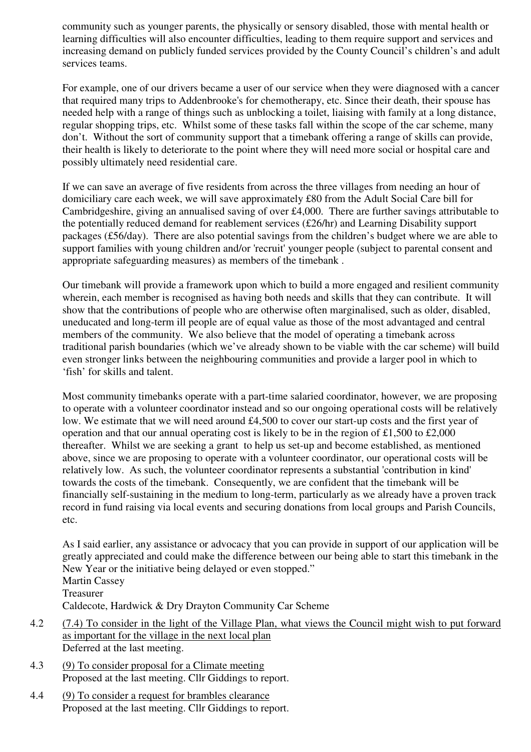community such as younger parents, the physically or sensory disabled, those with mental health or learning difficulties will also encounter difficulties, leading to them require support and services and increasing demand on publicly funded services provided by the County Council's children's and adult services teams.

For example, one of our drivers became a user of our service when they were diagnosed with a cancer that required many trips to Addenbrooke's for chemotherapy, etc. Since their death, their spouse has needed help with a range of things such as unblocking a toilet, liaising with family at a long distance, regular shopping trips, etc. Whilst some of these tasks fall within the scope of the car scheme, many don't. Without the sort of community support that a timebank offering a range of skills can provide, their health is likely to deteriorate to the point where they will need more social or hospital care and possibly ultimately need residential care.

If we can save an average of five residents from across the three villages from needing an hour of domiciliary care each week, we will save approximately £80 from the Adult Social Care bill for Cambridgeshire, giving an annualised saving of over £4,000. There are further savings attributable to the potentially reduced demand for reablement services (£26/hr) and Learning Disability support packages (£56/day). There are also potential savings from the children's budget where we are able to support families with young children and/or 'recruit' younger people (subject to parental consent and appropriate safeguarding measures) as members of the timebank .

Our timebank will provide a framework upon which to build a more engaged and resilient community wherein, each member is recognised as having both needs and skills that they can contribute. It will show that the contributions of people who are otherwise often marginalised, such as older, disabled, uneducated and long-term ill people are of equal value as those of the most advantaged and central members of the community. We also believe that the model of operating a timebank across traditional parish boundaries (which we've already shown to be viable with the car scheme) will build even stronger links between the neighbouring communities and provide a larger pool in which to 'fish' for skills and talent.

Most community timebanks operate with a part-time salaried coordinator, however, we are proposing to operate with a volunteer coordinator instead and so our ongoing operational costs will be relatively low. We estimate that we will need around £4,500 to cover our start-up costs and the first year of operation and that our annual operating cost is likely to be in the region of £1,500 to £2,000 thereafter. Whilst we are seeking a grant to help us set-up and become established, as mentioned above, since we are proposing to operate with a volunteer coordinator, our operational costs will be relatively low. As such, the volunteer coordinator represents a substantial 'contribution in kind' towards the costs of the timebank. Consequently, we are confident that the timebank will be financially self-sustaining in the medium to long-term, particularly as we already have a proven track record in fund raising via local events and securing donations from local groups and Parish Councils, etc.

As I said earlier, any assistance or advocacy that you can provide in support of our application will be greatly appreciated and could make the difference between our being able to start this timebank in the New Year or the initiative being delayed or even stopped."
Martin Cassey
Treasurer
Caldecote, Hardwick & Dry Drayton Community Car Scheme

4.2 (7.4) To consider in the light of the Village Plan, what views the Council might wish to put forward as important for the village in the next local plan
Deferred at the last meeting.

4.3 (9) To consider proposal for a Climate meeting
Proposed at the last meeting. Cllr Giddings to report.

4.4 (9) To consider a request for brambles clearance
Proposed at the last meeting. Cllr Giddings to report.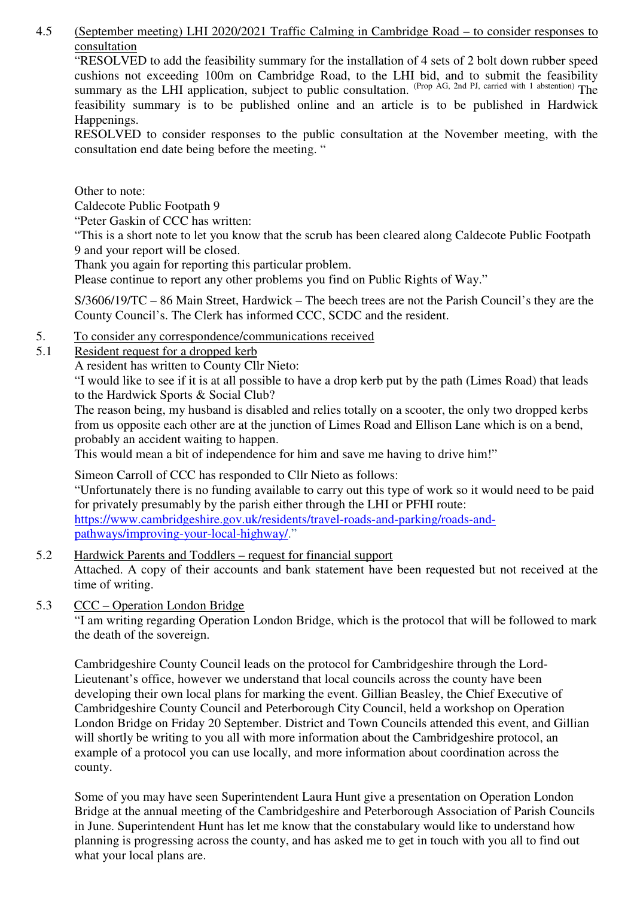4.5 <u>(September meeting) LHI 2020/2021 Traffic Calming in Cambridge Road – to consider responses to consultation</u>

"RESOLVED to add the feasibility summary for the installation of 4 sets of 2 bolt down rubber speed cushions not exceeding 100m on Cambridge Road, to the LHI bid, and to submit the feasibility summary as the LHI application, subject to public consultation. (Prop AG, 2nd PJ, carried with 1 abstention) The feasibility summary is to be published online and an article is to be published in Hardwick Happenings.

RESOLVED to consider responses to the public consultation at the November meeting, with the consultation end date being before the meeting. "

Other to note:

Caldecote Public Footpath 9

"Peter Gaskin of CCC has written:

"This is a short note to let you know that the scrub has been cleared along Caldecote Public Footpath 9 and your report will be closed.

Thank you again for reporting this particular problem.

Please continue to report any other problems you find on Public Rights of Way."

S/3606/19/TC – 86 Main Street, Hardwick – The beech trees are not the Parish Council's they are the County Council's. The Clerk has informed CCC, SCDC and the resident.

5. <u>To consider any correspondence/communications received</u>

5.1 <u>Resident request for a dropped kerb</u>

A resident has written to County Cllr Nieto:

"I would like to see if it is at all possible to have a drop kerb put by the path (Limes Road) that leads to the Hardwick Sports & Social Club?

The reason being, my husband is disabled and relies totally on a scooter, the only two dropped kerbs from us opposite each other are at the junction of Limes Road and Ellison Lane which is on a bend, probably an accident waiting to happen.

This would mean a bit of independence for him and save me having to drive him!"

Simeon Carroll of CCC has responded to Cllr Nieto as follows:

"Unfortunately there is no funding available to carry out this type of work so it would need to be paid for privately presumably by the parish either through the LHI or PFHI route: https://www.cambridgeshire.gov.uk/residents/travel-roads-and-parking/roads-and-pathways/improving-your-local-highway/."

5.2 <u>Hardwick Parents and Toddlers – request for financial support</u>

Attached. A copy of their accounts and bank statement have been requested but not received at the time of writing.

5.3 <u>CCC – Operation London Bridge</u>

"I am writing regarding Operation London Bridge, which is the protocol that will be followed to mark the death of the sovereign.

Cambridgeshire County Council leads on the protocol for Cambridgeshire through the Lord-Lieutenant's office, however we understand that local councils across the county have been developing their own local plans for marking the event. Gillian Beasley, the Chief Executive of Cambridgeshire County Council and Peterborough City Council, held a workshop on Operation London Bridge on Friday 20 September. District and Town Councils attended this event, and Gillian will shortly be writing to you all with more information about the Cambridgeshire protocol, an example of a protocol you can use locally, and more information about coordination across the county.

Some of you may have seen Superintendent Laura Hunt give a presentation on Operation London Bridge at the annual meeting of the Cambridgeshire and Peterborough Association of Parish Councils in June. Superintendent Hunt has let me know that the constabulary would like to understand how planning is progressing across the county, and has asked me to get in touch with you all to find out what your local plans are.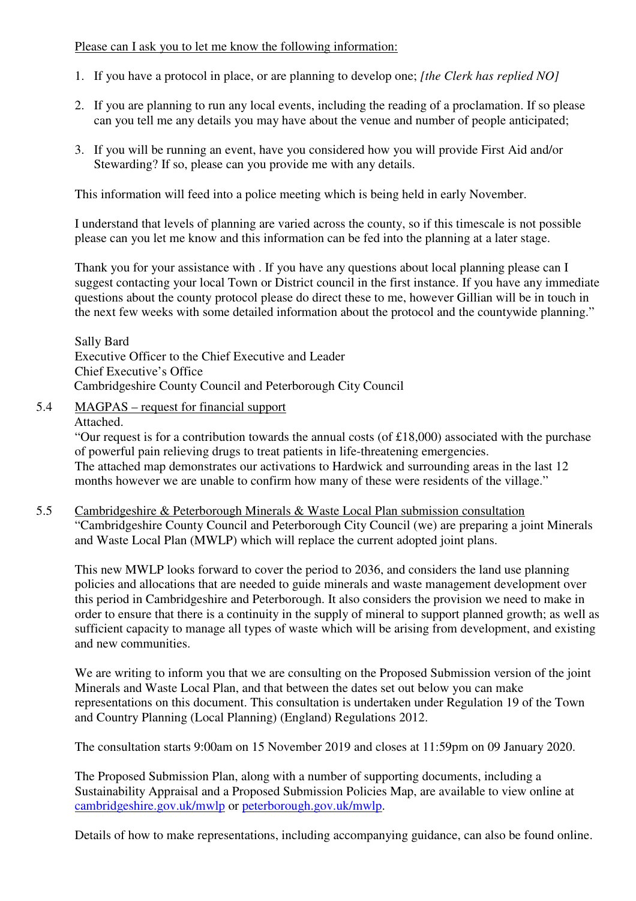Please can I ask you to let me know the following information:

1. If you have a protocol in place, or are planning to develop one; *[the Clerk has replied NO]*

2. If you are planning to run any local events, including the reading of a proclamation. If so please can you tell me any details you may have about the venue and number of people anticipated;

3. If you will be running an event, have you considered how you will provide First Aid and/or Stewarding? If so, please can you provide me with any details.

This information will feed into a police meeting which is being held in early November.

I understand that levels of planning are varied across the county, so if this timescale is not possible please can you let me know and this information can be fed into the planning at a later stage.

Thank you for your assistance with . If you have any questions about local planning please can I suggest contacting your local Town or District council in the first instance. If you have any immediate questions about the county protocol please do direct these to me, however Gillian will be in touch in the next few weeks with some detailed information about the protocol and the countywide planning."

Sally Bard
Executive Officer to the Chief Executive and Leader
Chief Executive's Office
Cambridgeshire County Council and Peterborough City Council

5.4 MAGPAS – request for financial support

Attached.

"Our request is for a contribution towards the annual costs (of £18,000) associated with the purchase of powerful pain relieving drugs to treat patients in life-threatening emergencies.
The attached map demonstrates our activations to Hardwick and surrounding areas in the last 12 months however we are unable to confirm how many of these were residents of the village."

5.5 Cambridgeshire & Peterborough Minerals & Waste Local Plan submission consultation

"Cambridgeshire County Council and Peterborough City Council (we) are preparing a joint Minerals and Waste Local Plan (MWLP) which will replace the current adopted joint plans.

This new MWLP looks forward to cover the period to 2036, and considers the land use planning policies and allocations that are needed to guide minerals and waste management development over this period in Cambridgeshire and Peterborough. It also considers the provision we need to make in order to ensure that there is a continuity in the supply of mineral to support planned growth; as well as sufficient capacity to manage all types of waste which will be arising from development, and existing and new communities.

We are writing to inform you that we are consulting on the Proposed Submission version of the joint Minerals and Waste Local Plan, and that between the dates set out below you can make representations on this document. This consultation is undertaken under Regulation 19 of the Town and Country Planning (Local Planning) (England) Regulations 2012.

The consultation starts 9:00am on 15 November 2019 and closes at 11:59pm on 09 January 2020.

The Proposed Submission Plan, along with a number of supporting documents, including a Sustainability Appraisal and a Proposed Submission Policies Map, are available to view online at cambridgeshire.gov.uk/mwlp or peterborough.gov.uk/mwlp.

Details of how to make representations, including accompanying guidance, can also be found online.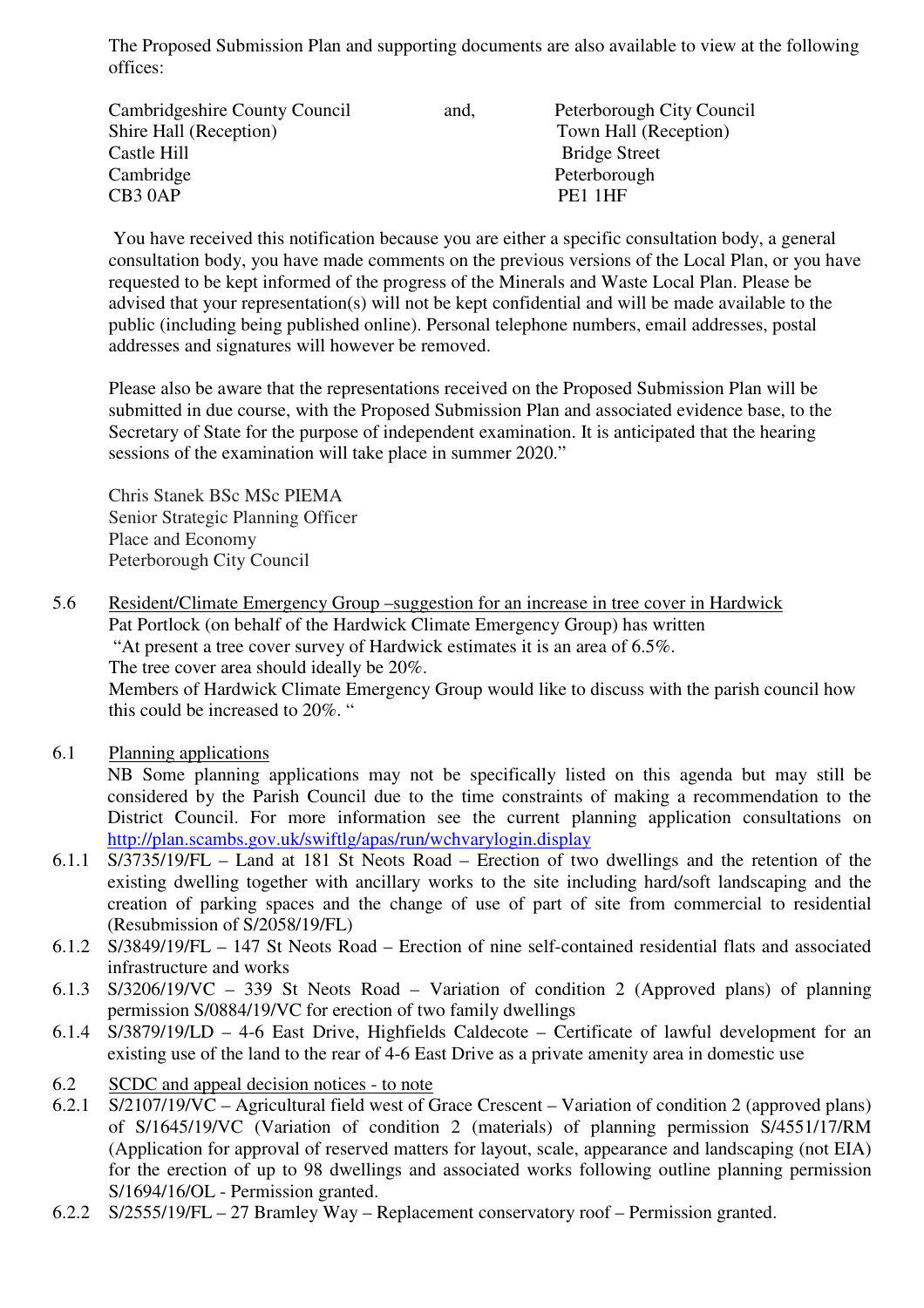The Proposed Submission Plan and supporting documents are also available to view at the following offices:

| | | |
|---|---|---|
| Cambridgeshire County Council<br>Shire Hall (Reception)<br>Castle Hill<br>Cambridge<br>CB3 0AP | and, | Peterborough City Council<br>Town Hall (Reception)<br>Bridge Street<br>Peterborough<br>PE1 1HF |

You have received this notification because you are either a specific consultation body, a general consultation body, you have made comments on the previous versions of the Local Plan, or you have requested to be kept informed of the progress of the Minerals and Waste Local Plan. Please be advised that your representation(s) will not be kept confidential and will be made available to the public (including being published online). Personal telephone numbers, email addresses, postal addresses and signatures will however be removed.

Please also be aware that the representations received on the Proposed Submission Plan will be submitted in due course, with the Proposed Submission Plan and associated evidence base, to the Secretary of State for the purpose of independent examination. It is anticipated that the hearing sessions of the examination will take place in summer 2020."

Chris Stanek BSc MSc PIEMA
Senior Strategic Planning Officer
Place and Economy
Peterborough City Council

5.6 Resident/Climate Emergency Group –suggestion for an increase in tree cover in Hardwick
Pat Portlock (on behalf of the Hardwick Climate Emergency Group) has written
"At present a tree cover survey of Hardwick estimates it is an area of 6.5%.
The tree cover area should ideally be 20%.
Members of Hardwick Climate Emergency Group would like to discuss with the parish council how this could be increased to 20%. "

6.1 Planning applications
NB Some planning applications may not be specifically listed on this agenda but may still be considered by the Parish Council due to the time constraints of making a recommendation to the District Council. For more information see the current planning application consultations on http://plan.scambs.gov.uk/swiftlg/apas/run/wchvarylogin.display

6.1.1 S/3735/19/FL – Land at 181 St Neots Road – Erection of two dwellings and the retention of the existing dwelling together with ancillary works to the site including hard/soft landscaping and the creation of parking spaces and the change of use of part of site from commercial to residential (Resubmission of S/2058/19/FL)

6.1.2 S/3849/19/FL – 147 St Neots Road – Erection of nine self-contained residential flats and associated infrastructure and works

6.1.3 S/3206/19/VC – 339 St Neots Road – Variation of condition 2 (Approved plans) of planning permission S/0884/19/VC for erection of two family dwellings

6.1.4 S/3879/19/LD – 4-6 East Drive, Highfields Caldecote – Certificate of lawful development for an existing use of the land to the rear of 4-6 East Drive as a private amenity area in domestic use

6.2 SCDC and appeal decision notices - to note

6.2.1 S/2107/19/VC – Agricultural field west of Grace Crescent – Variation of condition 2 (approved plans) of S/1645/19/VC (Variation of condition 2 (materials) of planning permission S/4551/17/RM (Application for approval of reserved matters for layout, scale, appearance and landscaping (not EIA) for the erection of up to 98 dwellings and associated works following outline planning permission S/1694/16/OL - Permission granted.

6.2.2 S/2555/19/FL – 27 Bramley Way – Replacement conservatory roof – Permission granted.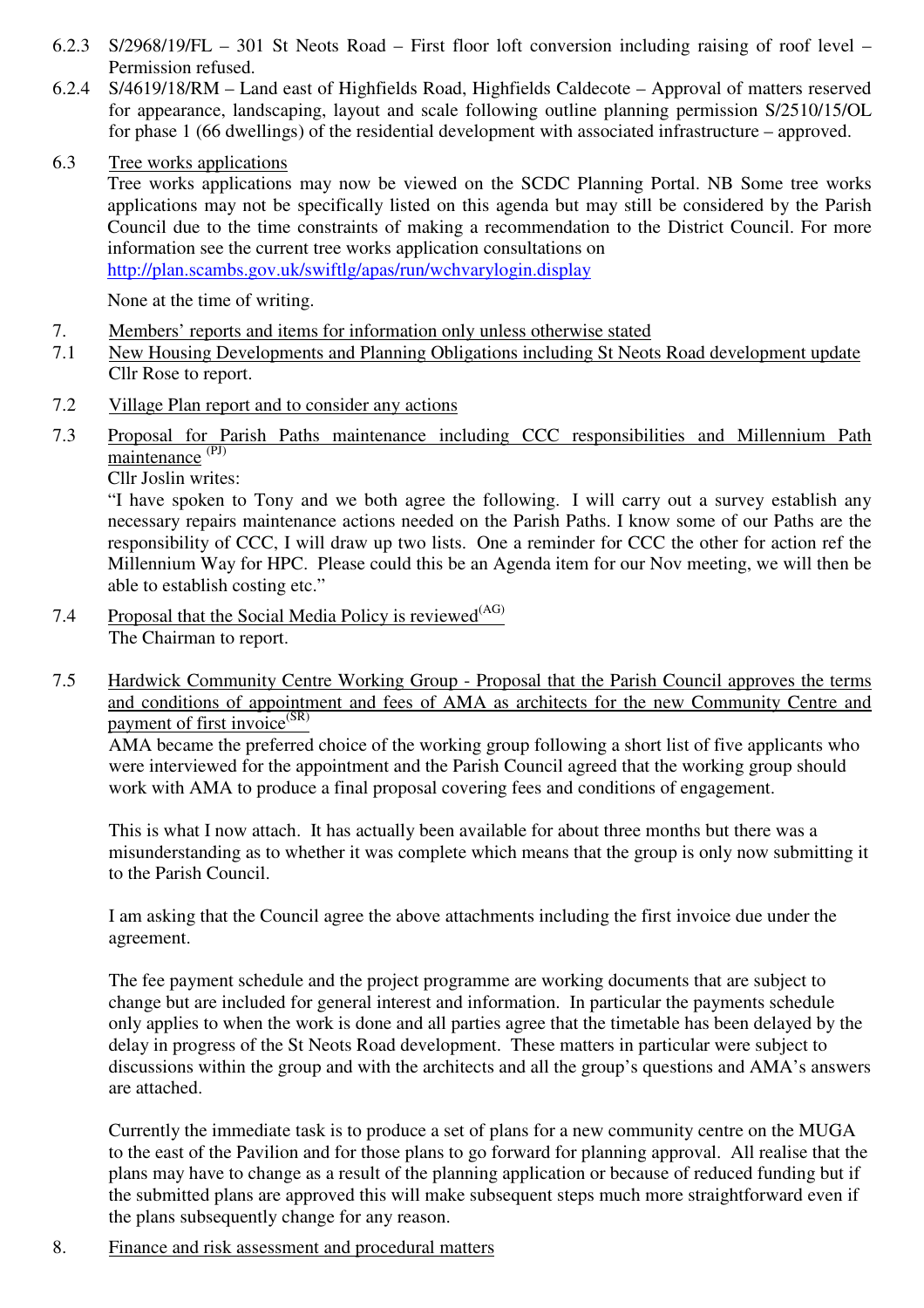6.2.3 S/2968/19/FL – 301 St Neots Road – First floor loft conversion including raising of roof level – Permission refused.

6.2.4 S/4619/18/RM – Land east of Highfields Road, Highfields Caldecote – Approval of matters reserved for appearance, landscaping, layout and scale following outline planning permission S/2510/15/OL for phase 1 (66 dwellings) of the residential development with associated infrastructure – approved.

6.3 Tree works applications

Tree works applications may now be viewed on the SCDC Planning Portal. NB Some tree works applications may not be specifically listed on this agenda but may still be considered by the Parish Council due to the time constraints of making a recommendation to the District Council. For more information see the current tree works application consultations on http://plan.scambs.gov.uk/swiftlg/apas/run/wchvarylogin.display

None at the time of writing.

7. Members' reports and items for information only unless otherwise stated

7.1 New Housing Developments and Planning Obligations including St Neots Road development update

Cllr Rose to report.

7.2 Village Plan report and to consider any actions

7.3 Proposal for Parish Paths maintenance including CCC responsibilities and Millennium Path maintenance (PJ)

Cllr Joslin writes:

"I have spoken to Tony and we both agree the following. I will carry out a survey establish any necessary repairs maintenance actions needed on the Parish Paths. I know some of our Paths are the responsibility of CCC, I will draw up two lists. One a reminder for CCC the other for action ref the Millennium Way for HPC. Please could this be an Agenda item for our Nov meeting, we will then be able to establish costing etc."

7.4 Proposal that the Social Media Policy is reviewed(AG)

The Chairman to report.

7.5 Hardwick Community Centre Working Group - Proposal that the Parish Council approves the terms and conditions of appointment and fees of AMA as architects for the new Community Centre and payment of first invoice(SR)

AMA became the preferred choice of the working group following a short list of five applicants who were interviewed for the appointment and the Parish Council agreed that the working group should work with AMA to produce a final proposal covering fees and conditions of engagement.

This is what I now attach. It has actually been available for about three months but there was a misunderstanding as to whether it was complete which means that the group is only now submitting it to the Parish Council.

I am asking that the Council agree the above attachments including the first invoice due under the agreement.

The fee payment schedule and the project programme are working documents that are subject to change but are included for general interest and information. In particular the payments schedule only applies to when the work is done and all parties agree that the timetable has been delayed by the delay in progress of the St Neots Road development. These matters in particular were subject to discussions within the group and with the architects and all the group's questions and AMA's answers are attached.

Currently the immediate task is to produce a set of plans for a new community centre on the MUGA to the east of the Pavilion and for those plans to go forward for planning approval. All realise that the plans may have to change as a result of the planning application or because of reduced funding but if the submitted plans are approved this will make subsequent steps much more straightforward even if the plans subsequently change for any reason.

8. Finance and risk assessment and procedural matters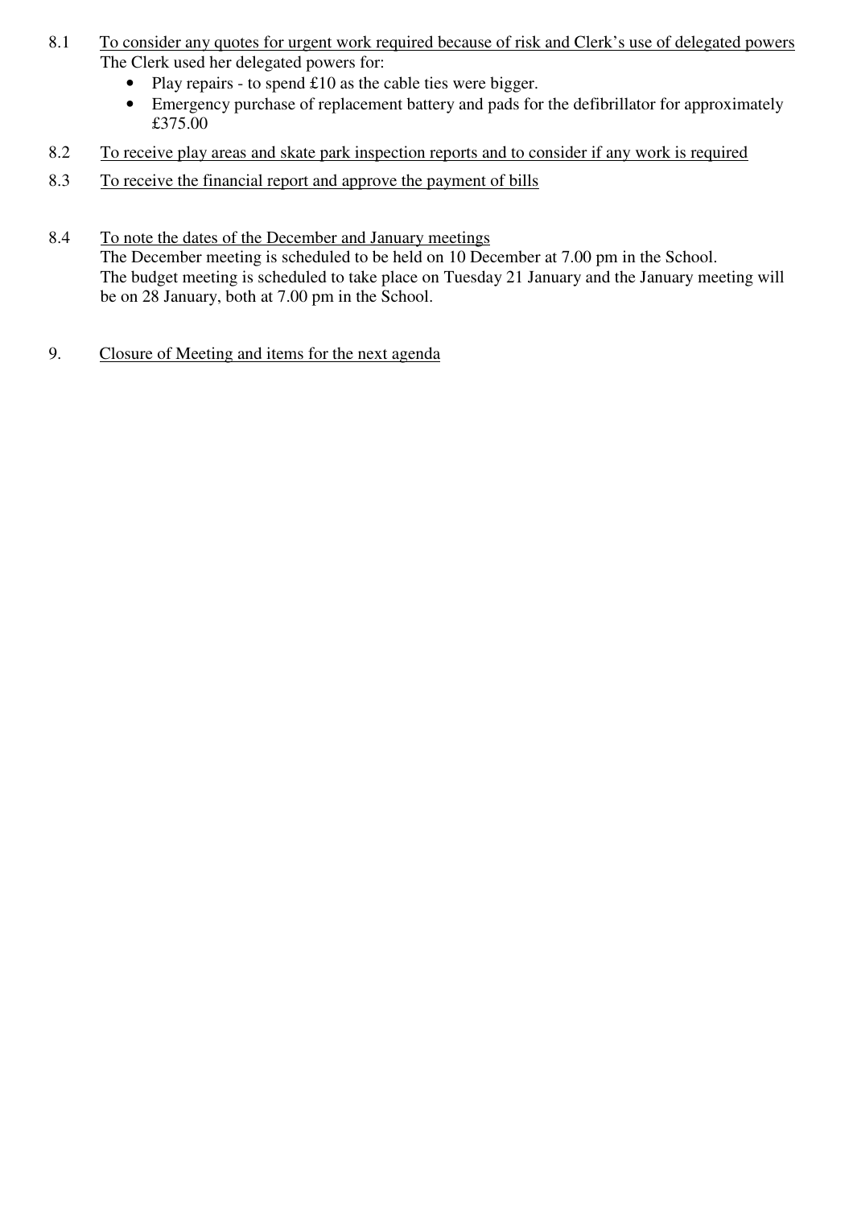8.1 To consider any quotes for urgent work required because of risk and Clerk's use of delegated powers

The Clerk used her delegated powers for:

- Play repairs - to spend £10 as the cable ties were bigger.
- Emergency purchase of replacement battery and pads for the defibrillator for approximately £375.00

8.2 To receive play areas and skate park inspection reports and to consider if any work is required

8.3 To receive the financial report and approve the payment of bills

8.4 To note the dates of the December and January meetings

The December meeting is scheduled to be held on 10 December at 7.00 pm in the School.
The budget meeting is scheduled to take place on Tuesday 21 January and the January meeting will be on 28 January, both at 7.00 pm in the School.

9. Closure of Meeting and items for the next agenda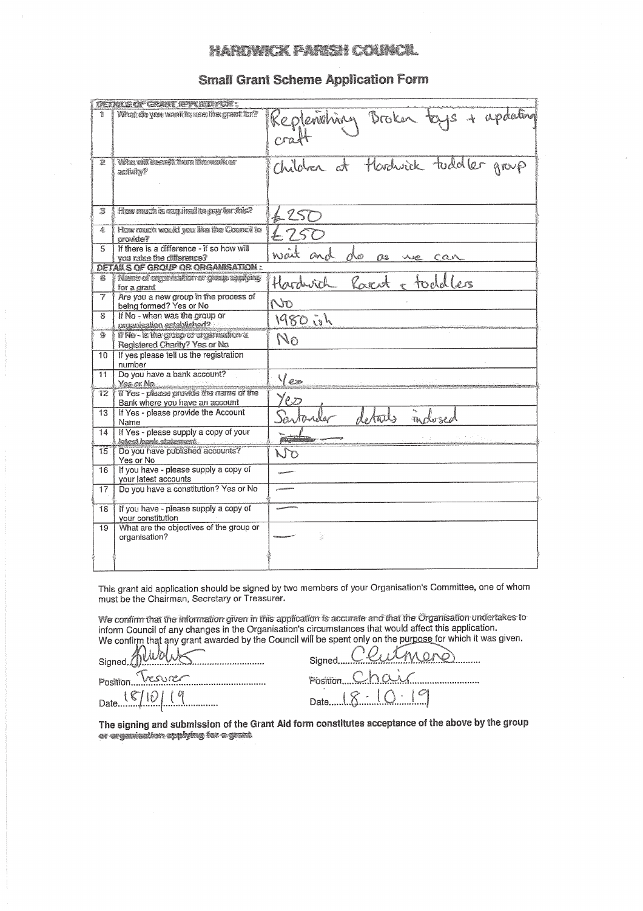# HARDWICK PARISH COUNCIL

## Small Grant Scheme Application Form

| | | |
|---|---|---|
| | **DETAILS OF GRANT APPLIED FOR :** | |
| 1 | What do you want to use the grant for? | Replenishing Broken toys + updating craft |
| 2 | Who will benefit from the work or activity? | Children at Hardwick toddler group |
| 3 | How much is required to pay for this? | £250 |
| 4 | How much would you like the Council to provide? | £250 |
| 5 | If there is a difference - if so how will you raise the difference? | wait and do as we can |
| | **DETAILS OF GROUP OR ORGANISATION :** | |
| 6 | Name of organisation or group applying for a grant | Hardwick Parent + toddlers |
| 7 | Are you a new group in the process of being formed? Yes or No | No |
| 8 | If No - when was the group or organisation established? | 1980 ish |
| 9 | If No - is the group or organisation a Registered Charity? Yes or No | No |
| 10 | If yes please tell us the registration number | |
| 11 | Do you have a bank account? Yes or No | Yes |
| 12 | If Yes - please provide the name of the Bank where you have an account | Yes |
| 13 | If Yes - please provide the Account Name | Santander details inclosed |
| 14 | If Yes - please supply a copy of your latest bank statement | — |
| 15 | Do you have published accounts? Yes or No | No |
| 16 | If you have - please supply a copy of your latest accounts | — |
| 17 | Do you have a constitution? Yes or No | — |
| 18 | If you have - please supply a copy of your constitution | — |
| 19 | What are the objectives of the group or organisation? | — |

This grant aid application should be signed by two members of your Organisation's Committee, one of whom must be the Chairman, Secretary or Treasurer.

We confirm that the information given in this application is accurate and that the Organisation undertakes to inform Council of any changes in the Organisation's circumstances that would affect this application.
We confirm that any grant awarded by the Council will be spent only on the purpose for which it was given.

Signed: [signature] Signed: C Lutmore

Position: Tresurer Position: Chair

Date: 18/10/19 Date: 18.10.19

**The signing and submission of the Grant Aid form constitutes acceptance of the above by the group or organisation applying for a grant**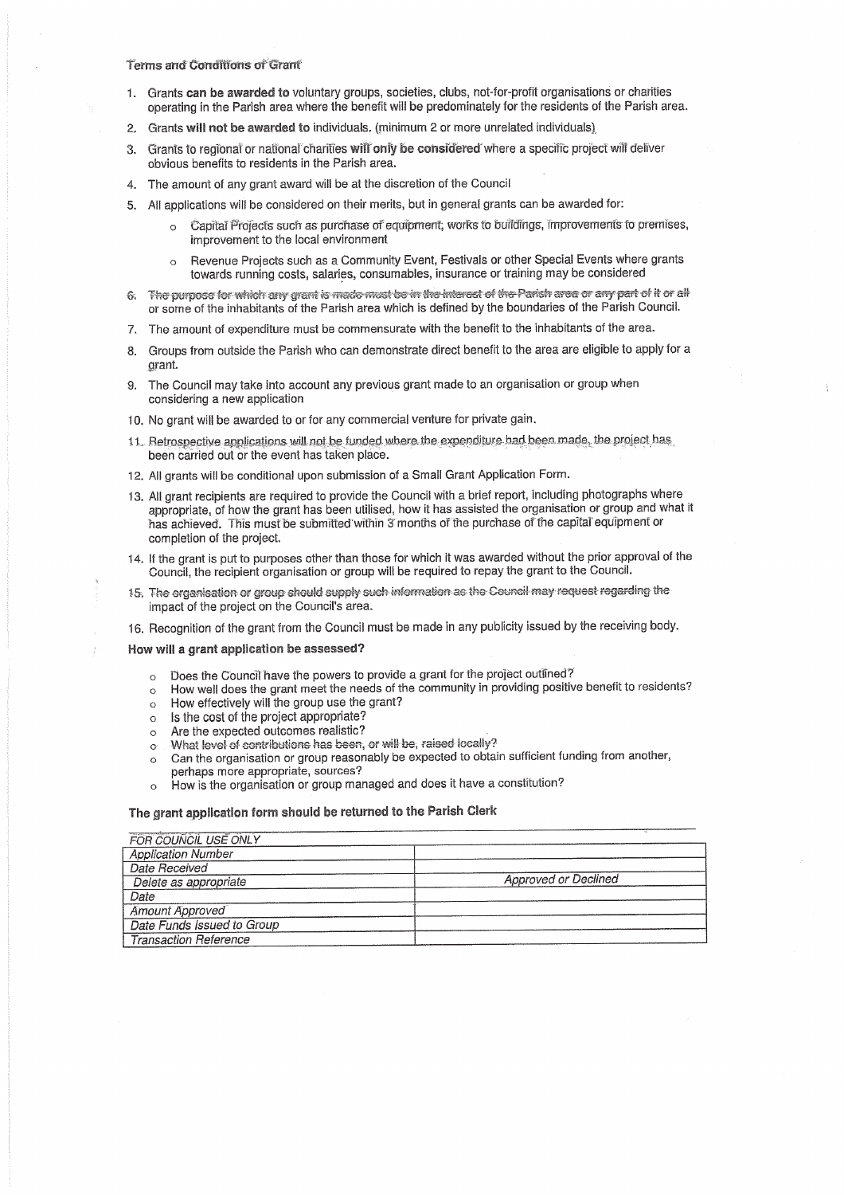## Terms and Conditions of Grant

1. Grants **can be awarded to** voluntary groups, societies, clubs, not-for-profit organisations or charities operating in the Parish area where the benefit will be predominately for the residents of the Parish area.
2. Grants **will not be awarded to** individuals. (minimum 2 or more unrelated individuals)
3. Grants to regional or national charities **will only be considered** where a specific project will deliver obvious benefits to residents in the Parish area.
4. The amount of any grant award will be at the discretion of the Council
5. All applications will be considered on their merits, but in general grants can be awarded for:
   - Capital Projects such as purchase of equipment, works to buildings, improvements to premises, improvement to the local environment
   - Revenue Projects such as a Community Event, Festivals or other Special Events where grants towards running costs, salaries, consumables, insurance or training may be considered
6. The purpose for which any grant is made must be in the interest of the Parish area or any part of it or all or some of the inhabitants of the Parish area which is defined by the boundaries of the Parish Council.
7. The amount of expenditure must be commensurate with the benefit to the inhabitants of the area.
8. Groups from outside the Parish who can demonstrate direct benefit to the area are eligible to apply for a grant.
9. The Council may take into account any previous grant made to an organisation or group when considering a new application
10. No grant will be awarded to or for any commercial venture for private gain.
11. Retrospective applications will not be funded where the expenditure had been made, the project has been carried out or the event has taken place.
12. All grants will be conditional upon submission of a Small Grant Application Form.
13. All grant recipients are required to provide the Council with a brief report, including photographs where appropriate, of how the grant has been utilised, how it has assisted the organisation or group and what it has achieved. This must be submitted within 3 months of the purchase of the capital equipment or completion of the project.
14. If the grant is put to purposes other than those for which it was awarded without the prior approval of the Council, the recipient organisation or group will be required to repay the grant to the Council.
15. The organisation or group should supply such information as the Council may request regarding the impact of the project on the Council's area.
16. Recognition of the grant from the Council must be made in any publicity issued by the receiving body.

### How will a grant application be assessed?

- Does the Council have the powers to provide a grant for the project outlined?
- How well does the grant meet the needs of the community in providing positive benefit to residents?
- How effectively will the group use the grant?
- Is the cost of the project appropriate?
- Are the expected outcomes realistic?
- What level of contributions has been, or will be, raised locally?
- Can the organisation or group reasonably be expected to obtain sufficient funding from another, perhaps more appropriate, sources?
- How is the organisation or group managed and does it have a constitution?

### The grant application form should be returned to the Parish Clerk

| *FOR COUNCIL USE ONLY* | |
|---|---|
| *Application Number* | |
| *Date Received* | |
| *Delete as appropriate* | *Approved or Declined* |
| *Date* | |
| *Amount Approved* | |
| *Date Funds Issued to Group* | |
| *Transaction Reference* | |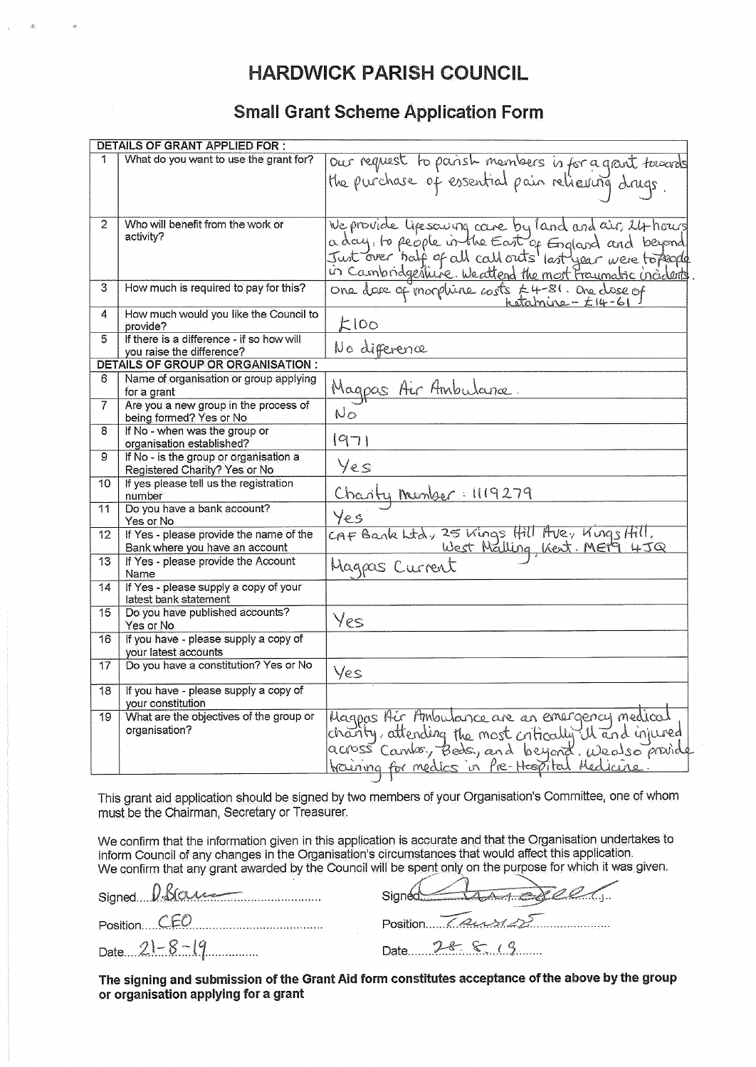# HARDWICK PARISH COUNCIL

## Small Grant Scheme Application Form

| | | |
|---|---|---|
| **DETAILS OF GRANT APPLIED FOR :** | | |
| 1 | What do you want to use the grant for? | Our request to parish members is for a grant towards the purchase of essential pain relieving drugs. |
| 2 | Who will benefit from the work or activity? | We provide lifesaving care by land and air, 24 hours a day, to people in the East of England and beyond. Just over half of all call outs last year were to people in Cambridgeshire. We attend the most traumatic incidents. |
| 3 | How much is required to pay for this? | One dose of morphine costs £4-81. One dose of ketamine - £14-61 |
| 4 | How much would you like the Council to provide? | £100 |
| 5 | If there is a difference - if so how will you raise the difference? | No difference |
| **DETAILS OF GROUP OR ORGANISATION :** | | |
| 6 | Name of organisation or group applying for a grant | Magpas Air Ambulance. |
| 7 | Are you a new group in the process of being formed? Yes or No | No |
| 8 | If No - when was the group or organisation established? | 1971 |
| 9 | If No - is the group or organisation a Registered Charity? Yes or No | Yes |
| 10 | If yes please tell us the registration number | Charity number : 1119279 |
| 11 | Do you have a bank account? Yes or No | Yes |
| 12 | If Yes - please provide the name of the Bank where you have an account | CAF Bank Ltd, 25 Kings Hill Ave, Kings Hill, West Malling, Kent. ME19 4JQ |
| 13 | If Yes - please provide the Account Name | Magpas Current |
| 14 | If Yes - please supply a copy of your latest bank statement | |
| 15 | Do you have published accounts? Yes or No | Yes |
| 16 | If you have - please supply a copy of your latest accounts | |
| 17 | Do you have a constitution? Yes or No | Yes |
| 18 | If you have - please supply a copy of your constitution | |
| 19 | What are the objectives of the group or organisation? | Magpas Air Ambulance are an emergency medical charity, attending the most critically ill and injured across Cambs, Beds, and beyond. We also provide training for medics in Pre-Hospital Medicine. |

This grant aid application should be signed by two members of your Organisation's Committee, one of whom must be the Chairman, Secretary or Treasurer.

We confirm that the information given in this application is accurate and that the Organisation undertakes to inform Council of any changes in the Organisation's circumstances that would affect this application.
We confirm that any grant awarded by the Council will be spent only on the purpose for which it was given.

Signed....D.Brown.................. Signed....[signature]....

Position....CEO.................. Position....Trustee....

Date....21-8-19.......... Date....28.8.19....

**The signing and submission of the Grant Aid form constitutes acceptance of the above by the group or organisation applying for a grant**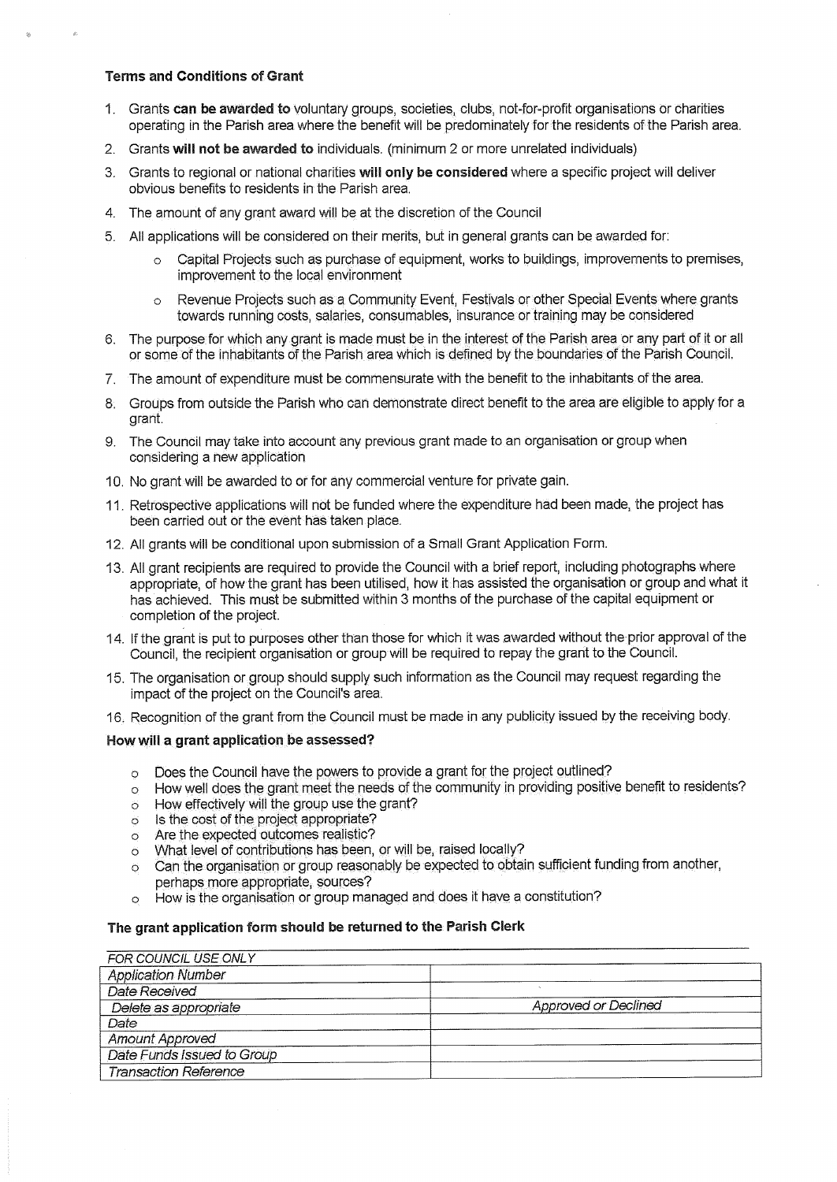**Terms and Conditions of Grant**

1. Grants **can be awarded to** voluntary groups, societies, clubs, not-for-profit organisations or charities operating in the Parish area where the benefit will be predominately for the residents of the Parish area.
2. Grants **will not be awarded to** individuals. (minimum 2 or more unrelated individuals)
3. Grants to regional or national charities **will only be considered** where a specific project will deliver obvious benefits to residents in the Parish area.
4. The amount of any grant award will be at the discretion of the Council
5. All applications will be considered on their merits, but in general grants can be awarded for:
   - Capital Projects such as purchase of equipment, works to buildings, improvements to premises, improvement to the local environment
   - Revenue Projects such as a Community Event, Festivals or other Special Events where grants towards running costs, salaries, consumables, insurance or training may be considered
6. The purpose for which any grant is made must be in the interest of the Parish area or any part of it or all or some of the inhabitants of the Parish area which is defined by the boundaries of the Parish Council.
7. The amount of expenditure must be commensurate with the benefit to the inhabitants of the area.
8. Groups from outside the Parish who can demonstrate direct benefit to the area are eligible to apply for a grant.
9. The Council may take into account any previous grant made to an organisation or group when considering a new application
10. No grant will be awarded to or for any commercial venture for private gain.
11. Retrospective applications will not be funded where the expenditure had been made, the project has been carried out or the event has taken place.
12. All grants will be conditional upon submission of a Small Grant Application Form.
13. All grant recipients are required to provide the Council with a brief report, including photographs where appropriate, of how the grant has been utilised, how it has assisted the organisation or group and what it has achieved. This must be submitted within 3 months of the purchase of the capital equipment or completion of the project.
14. If the grant is put to purposes other than those for which it was awarded without the prior approval of the Council, the recipient organisation or group will be required to repay the grant to the Council.
15. The organisation or group should supply such information as the Council may request regarding the impact of the project on the Council's area.
16. Recognition of the grant from the Council must be made in any publicity issued by the receiving body.

**How will a grant application be assessed?**

- Does the Council have the powers to provide a grant for the project outlined?
- How well does the grant meet the needs of the community in providing positive benefit to residents?
- How effectively will the group use the grant?
- Is the cost of the project appropriate?
- Are the expected outcomes realistic?
- What level of contributions has been, or will be, raised locally?
- Can the organisation or group reasonably be expected to obtain sufficient funding from another, perhaps more appropriate, sources?
- How is the organisation or group managed and does it have a constitution?

**The grant application form should be returned to the Parish Clerk**

| *FOR COUNCIL USE ONLY* | |
|---|---|
| *Application Number* | |
| *Date Received* | |
| *Delete as appropriate* | *Approved or Declined* |
| *Date* | |
| *Amount Approved* | |
| *Date Funds Issued to Group* | |
| *Transaction Reference* | |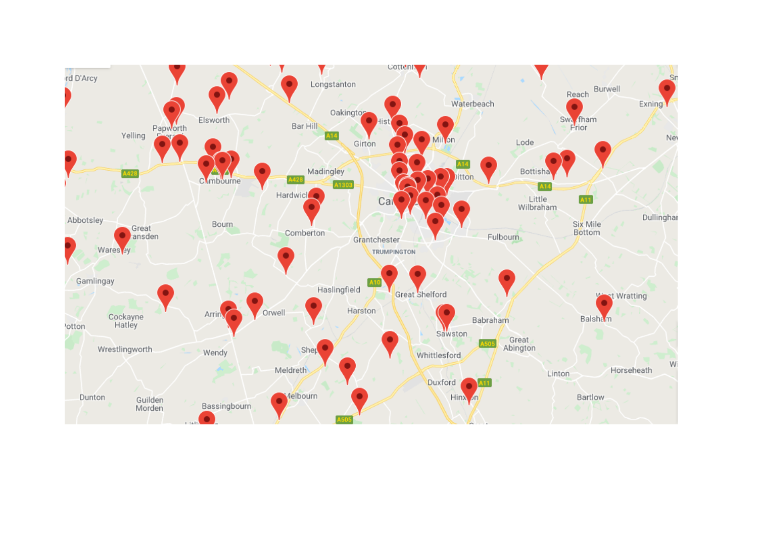rd D'Arcy
Longstanton
Cottenham
Reach
Burwell
Exning
Elsworth
Oakington
Waterbeach
Swaffham Prior
Papworth Everard
Yelling
Bar Hill
Histon
Girton
Milton
Lode
A14
A428
A428
Cambourne
Madingley
A1303
A14
Ditton
Bottisham
A14
Little Wilbraham
A11
Hardwick
Cambridge
Abbotsley
Great Gransden
Bourn
Comberton
Grantchester
TRUMPINGTON
Fulbourn
Six Mile Bottom
Dullingham
Waresley
Gamlingay
A10
Haslingfield
Great Shelford
West Wratting
Cockayne Hatley
Arrington
Orwell
Harston
Babraham
Balsham
Potton
Sawston
Great Abingdon
A505
Wrestlingworth
Wendy
Shepreth
Whittlesford
Meldreth
Duxford
A11
Linton
Horseheath
Dunton
Guilden Morden
Bassingbourn
Melbourn
Hinxton
Bartlow
A505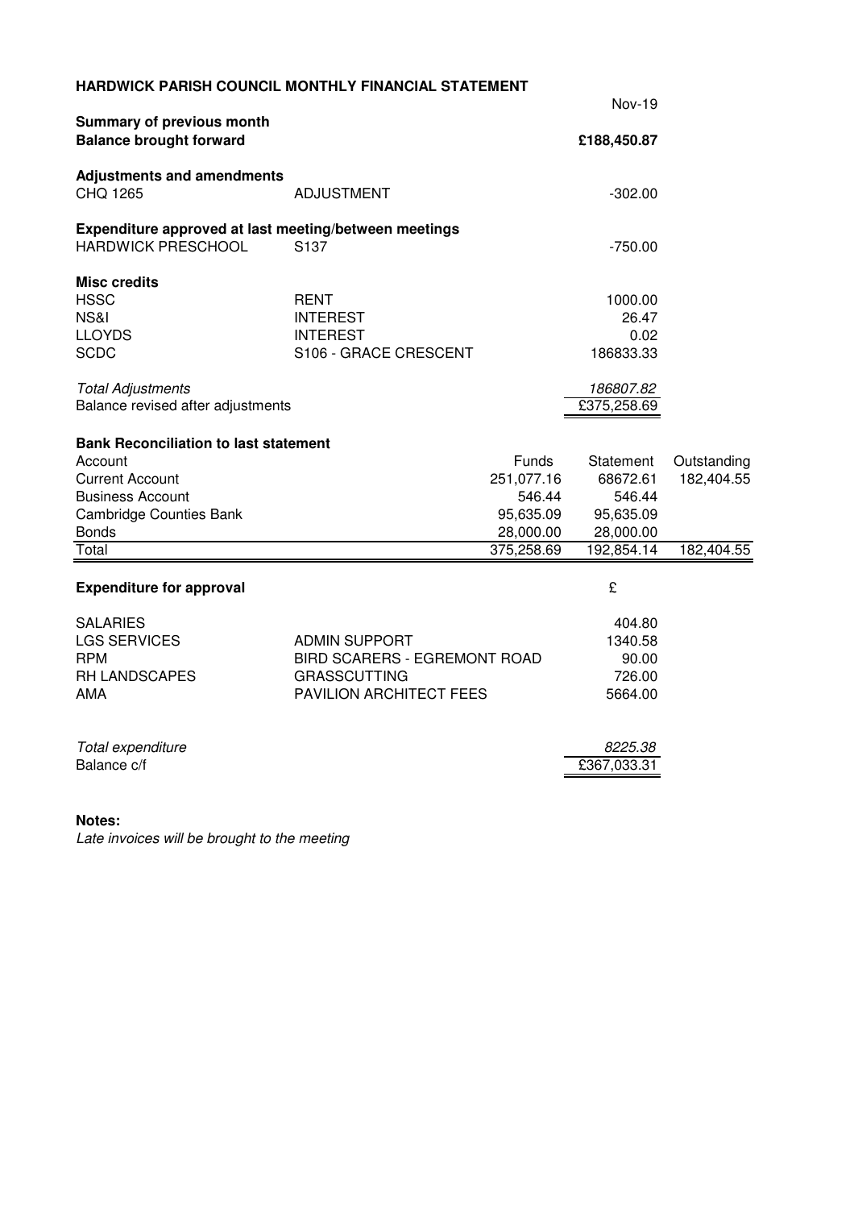**HARDWICK PARISH COUNCIL MONTHLY FINANCIAL STATEMENT**

Nov-19

| | | |
|---|---|---|
| **Summary of previous month** | | |
| **Balance brought forward** | | **£188,450.87** |
| | | |
| **Adjustments and amendments** | | |
| CHQ 1265 | ADJUSTMENT | -302.00 |
| | | |
| **Expenditure approved at last meeting/between meetings** | | |
| HARDWICK PRESCHOOL | S137 | -750.00 |
| | | |
| **Misc credits** | | |
| HSSC | RENT | 1000.00 |
| NS&I | INTEREST | 26.47 |
| LLOYDS | INTEREST | 0.02 |
| SCDC | S106 - GRACE CRESCENT | 186833.33 |
| | | |
| *Total Adjustments* | | *186807.82* |
| Balance revised after adjustments | | £375,258.69 |

**Bank Reconciliation to last statement**

| Account | Funds | Statement | Outstanding |
|---|---|---|---|
| Current Account | 251,077.16 | 68672.61 | 182,404.55 |
| Business Account | 546.44 | 546.44 | |
| Cambridge Counties Bank | 95,635.09 | 95,635.09 | |
| Bonds | 28,000.00 | 28,000.00 | |
| Total | 375,258.69 | 192,854.14 | 182,404.55 |

| **Expenditure for approval** | | £ |
|---|---|---|
| SALARIES | | 404.80 |
| LGS SERVICES | ADMIN SUPPORT | 1340.58 |
| RPM | BIRD SCARERS - EGREMONT ROAD | 90.00 |
| RH LANDSCAPES | GRASSCUTTING | 726.00 |
| AMA | PAVILION ARCHITECT FEES | 5664.00 |
| | | |
| *Total expenditure* | | *8225.38* |
| Balance c/f | | £367,033.31 |

**Notes:**

*Late invoices will be brought to the meeting*